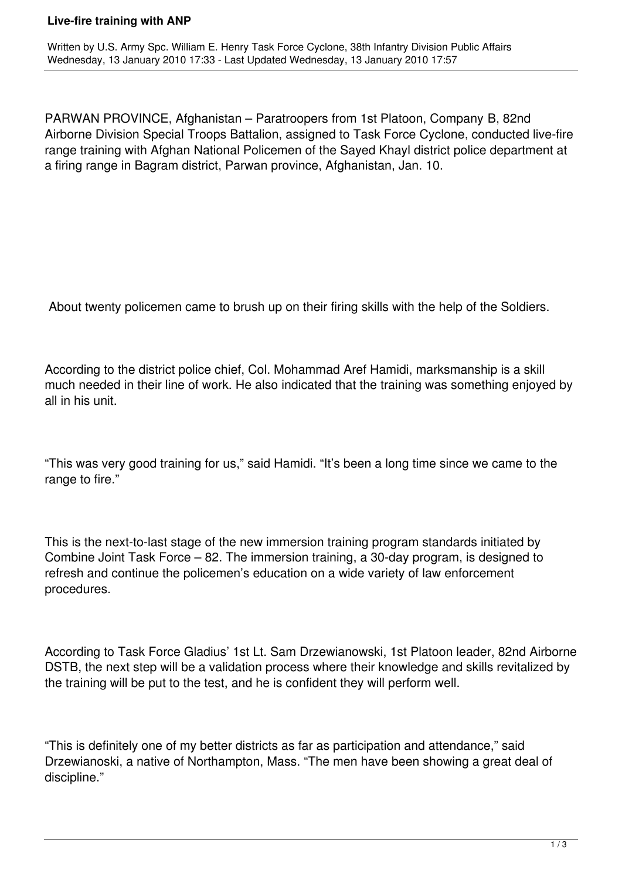# Live-fire training with ANP

Written by U.S. Army Spc. William E. Henry Task Force Cyclone, 38th Infantry Division Public Affairs
Wednesday, 13 January 2010 17:33 - Last Updated Wednesday, 13 January 2010 17:57

PARWAN PROVINCE, Afghanistan – Paratroopers from 1st Platoon, Company B, 82nd Airborne Division Special Troops Battalion, assigned to Task Force Cyclone, conducted live-fire range training with Afghan National Policemen of the Sayed Khayl district police department at a firing range in Bagram district, Parwan province, Afghanistan, Jan. 10.

About twenty policemen came to brush up on their firing skills with the help of the Soldiers.

According to the district police chief, Col. Mohammad Aref Hamidi, marksmanship is a skill much needed in their line of work. He also indicated that the training was something enjoyed by all in his unit.

"This was very good training for us," said Hamidi. "It's been a long time since we came to the range to fire."

This is the next-to-last stage of the new immersion training program standards initiated by Combine Joint Task Force – 82. The immersion training, a 30-day program, is designed to refresh and continue the policemen's education on a wide variety of law enforcement procedures.

According to Task Force Gladius' 1st Lt. Sam Drzewianowski, 1st Platoon leader, 82nd Airborne DSTB, the next step will be a validation process where their knowledge and skills revitalized by the training will be put to the test, and he is confident they will perform well.

"This is definitely one of my better districts as far as participation and attendance," said Drzewianoski, a native of Northampton, Mass. "The men have been showing a great deal of discipline."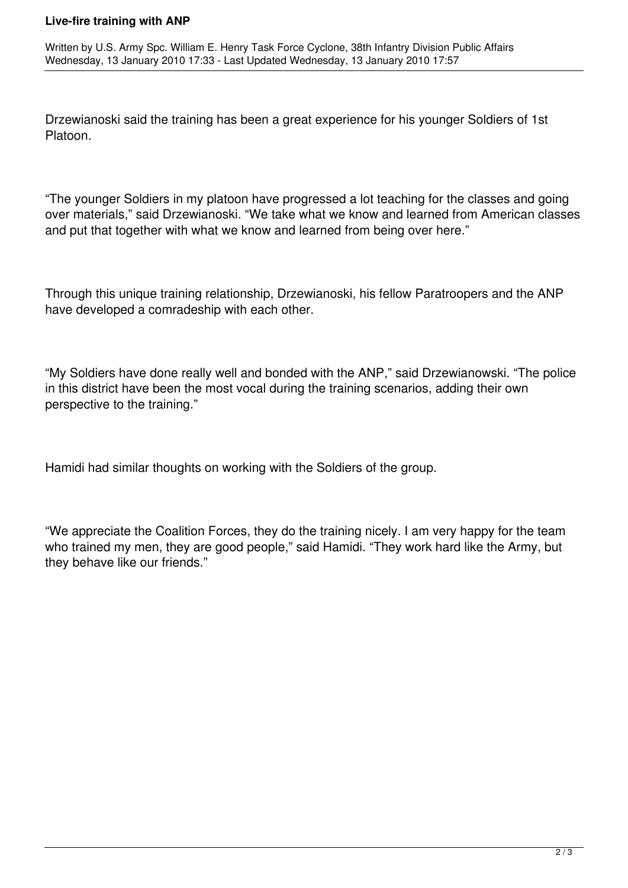Drzewianoski said the training has been a great experience for his younger Soldiers of 1st Platoon.

“The younger Soldiers in my platoon have progressed a lot teaching for the classes and going over materials,” said Drzewianoski. “We take what we know and learned from American classes and put that together with what we know and learned from being over here.”

Through this unique training relationship, Drzewianoski, his fellow Paratroopers and the ANP have developed a comradeship with each other.

“My Soldiers have done really well and bonded with the ANP,” said Drzewianowski. “The police in this district have been the most vocal during the training scenarios, adding their own perspective to the training.”

Hamidi had similar thoughts on working with the Soldiers of the group.

“We appreciate the Coalition Forces, they do the training nicely. I am very happy for the team who trained my men, they are good people,” said Hamidi. “They work hard like the Army, but they behave like our friends.”